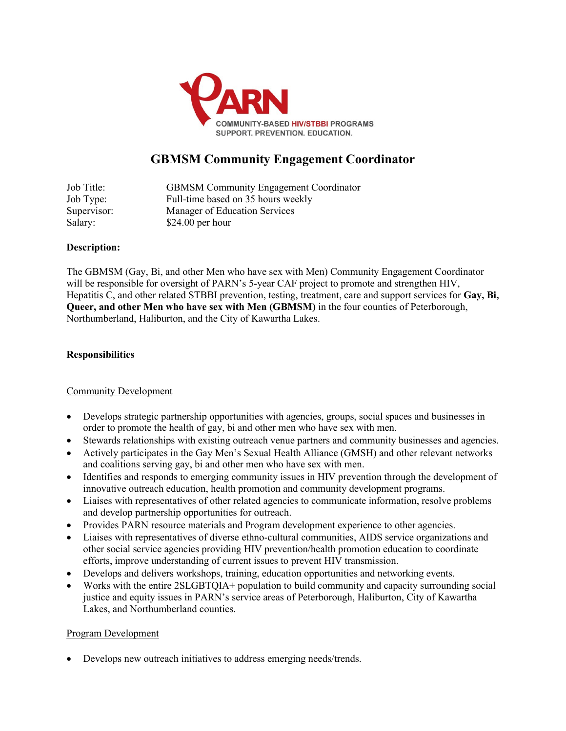PARN

COMMUNITY-BASED HIV/STBBI PROGRAMS
SUPPORT. PREVENTION. EDUCATION.

# GBMSM Community Engagement Coordinator

| | |
|---|---|
| Job Title: | GBMSM Community Engagement Coordinator |
| Job Type: | Full-time based on 35 hours weekly |
| Supervisor: | Manager of Education Services |
| Salary: | $24.00 per hour |

**Description:**

The GBMSM (Gay, Bi, and other Men who have sex with Men) Community Engagement Coordinator will be responsible for oversight of PARN's 5-year CAF project to promote and strengthen HIV, Hepatitis C, and other related STBBI prevention, testing, treatment, care and support services for **Gay, Bi, Queer, and other Men who have sex with Men (GBMSM)** in the four counties of Peterborough, Northumberland, Haliburton, and the City of Kawartha Lakes.

**Responsibilities**

Community Development

- Develops strategic partnership opportunities with agencies, groups, social spaces and businesses in order to promote the health of gay, bi and other men who have sex with men.
- Stewards relationships with existing outreach venue partners and community businesses and agencies.
- Actively participates in the Gay Men's Sexual Health Alliance (GMSH) and other relevant networks and coalitions serving gay, bi and other men who have sex with men.
- Identifies and responds to emerging community issues in HIV prevention through the development of innovative outreach education, health promotion and community development programs.
- Liaises with representatives of other related agencies to communicate information, resolve problems and develop partnership opportunities for outreach.
- Provides PARN resource materials and Program development experience to other agencies.
- Liaises with representatives of diverse ethno-cultural communities, AIDS service organizations and other social service agencies providing HIV prevention/health promotion education to coordinate efforts, improve understanding of current issues to prevent HIV transmission.
- Develops and delivers workshops, training, education opportunities and networking events.
- Works with the entire 2SLGBTQIA+ population to build community and capacity surrounding social justice and equity issues in PARN's service areas of Peterborough, Haliburton, City of Kawartha Lakes, and Northumberland counties.

Program Development

- Develops new outreach initiatives to address emerging needs/trends.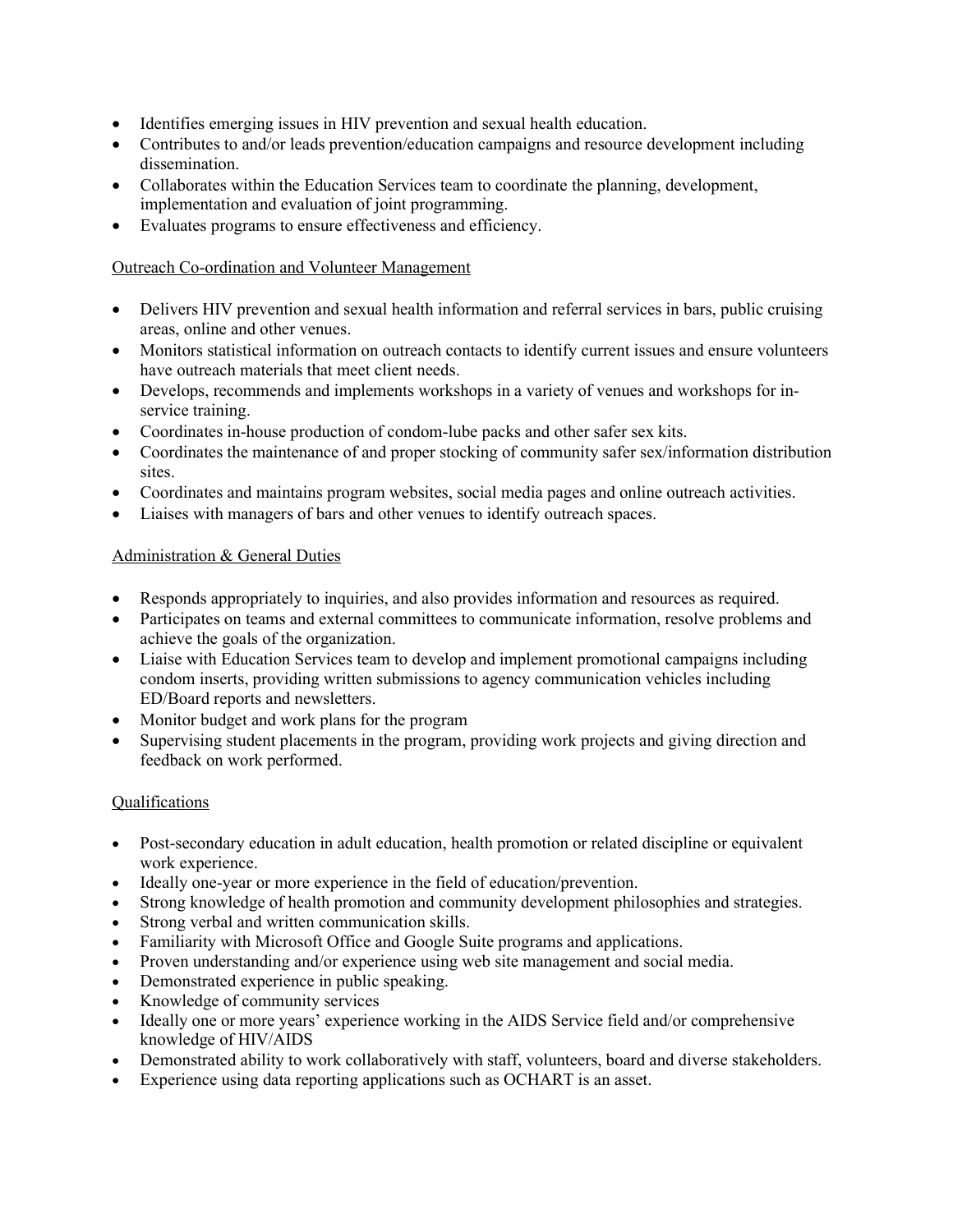- Identifies emerging issues in HIV prevention and sexual health education.
- Contributes to and/or leads prevention/education campaigns and resource development including dissemination.
- Collaborates within the Education Services team to coordinate the planning, development, implementation and evaluation of joint programming.
- Evaluates programs to ensure effectiveness and efficiency.

<u>Outreach Co-ordination and Volunteer Management</u>

- Delivers HIV prevention and sexual health information and referral services in bars, public cruising areas, online and other venues.
- Monitors statistical information on outreach contacts to identify current issues and ensure volunteers have outreach materials that meet client needs.
- Develops, recommends and implements workshops in a variety of venues and workshops for in-service training.
- Coordinates in-house production of condom-lube packs and other safer sex kits.
- Coordinates the maintenance of and proper stocking of community safer sex/information distribution sites.
- Coordinates and maintains program websites, social media pages and online outreach activities.
- Liaises with managers of bars and other venues to identify outreach spaces.

<u>Administration & General Duties</u>

- Responds appropriately to inquiries, and also provides information and resources as required.
- Participates on teams and external committees to communicate information, resolve problems and achieve the goals of the organization.
- Liaise with Education Services team to develop and implement promotional campaigns including condom inserts, providing written submissions to agency communication vehicles including ED/Board reports and newsletters.
- Monitor budget and work plans for the program
- Supervising student placements in the program, providing work projects and giving direction and feedback on work performed.

<u>Qualifications</u>

- Post-secondary education in adult education, health promotion or related discipline or equivalent work experience.
- Ideally one-year or more experience in the field of education/prevention.
- Strong knowledge of health promotion and community development philosophies and strategies.
- Strong verbal and written communication skills.
- Familiarity with Microsoft Office and Google Suite programs and applications.
- Proven understanding and/or experience using web site management and social media.
- Demonstrated experience in public speaking.
- Knowledge of community services
- Ideally one or more years' experience working in the AIDS Service field and/or comprehensive knowledge of HIV/AIDS
- Demonstrated ability to work collaboratively with staff, volunteers, board and diverse stakeholders.
- Experience using data reporting applications such as OCHART is an asset.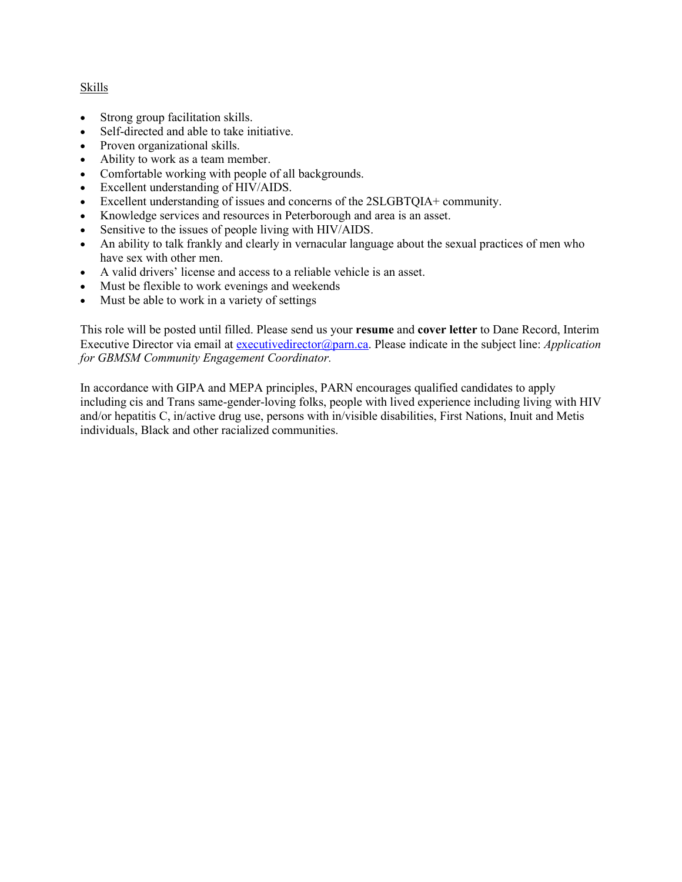Skills

- Strong group facilitation skills.
- Self-directed and able to take initiative.
- Proven organizational skills.
- Ability to work as a team member.
- Comfortable working with people of all backgrounds.
- Excellent understanding of HIV/AIDS.
- Excellent understanding of issues and concerns of the 2SLGBTQIA+ community.
- Knowledge services and resources in Peterborough and area is an asset.
- Sensitive to the issues of people living with HIV/AIDS.
- An ability to talk frankly and clearly in vernacular language about the sexual practices of men who have sex with other men.
- A valid drivers' license and access to a reliable vehicle is an asset.
- Must be flexible to work evenings and weekends
- Must be able to work in a variety of settings

This role will be posted until filled. Please send us your **resume** and **cover letter** to Dane Record, Interim Executive Director via email at executivedirector@parn.ca. Please indicate in the subject line: *Application for GBMSM Community Engagement Coordinator.*

In accordance with GIPA and MEPA principles, PARN encourages qualified candidates to apply including cis and Trans same-gender-loving folks, people with lived experience including living with HIV and/or hepatitis C, in/active drug use, persons with in/visible disabilities, First Nations, Inuit and Metis individuals, Black and other racialized communities.